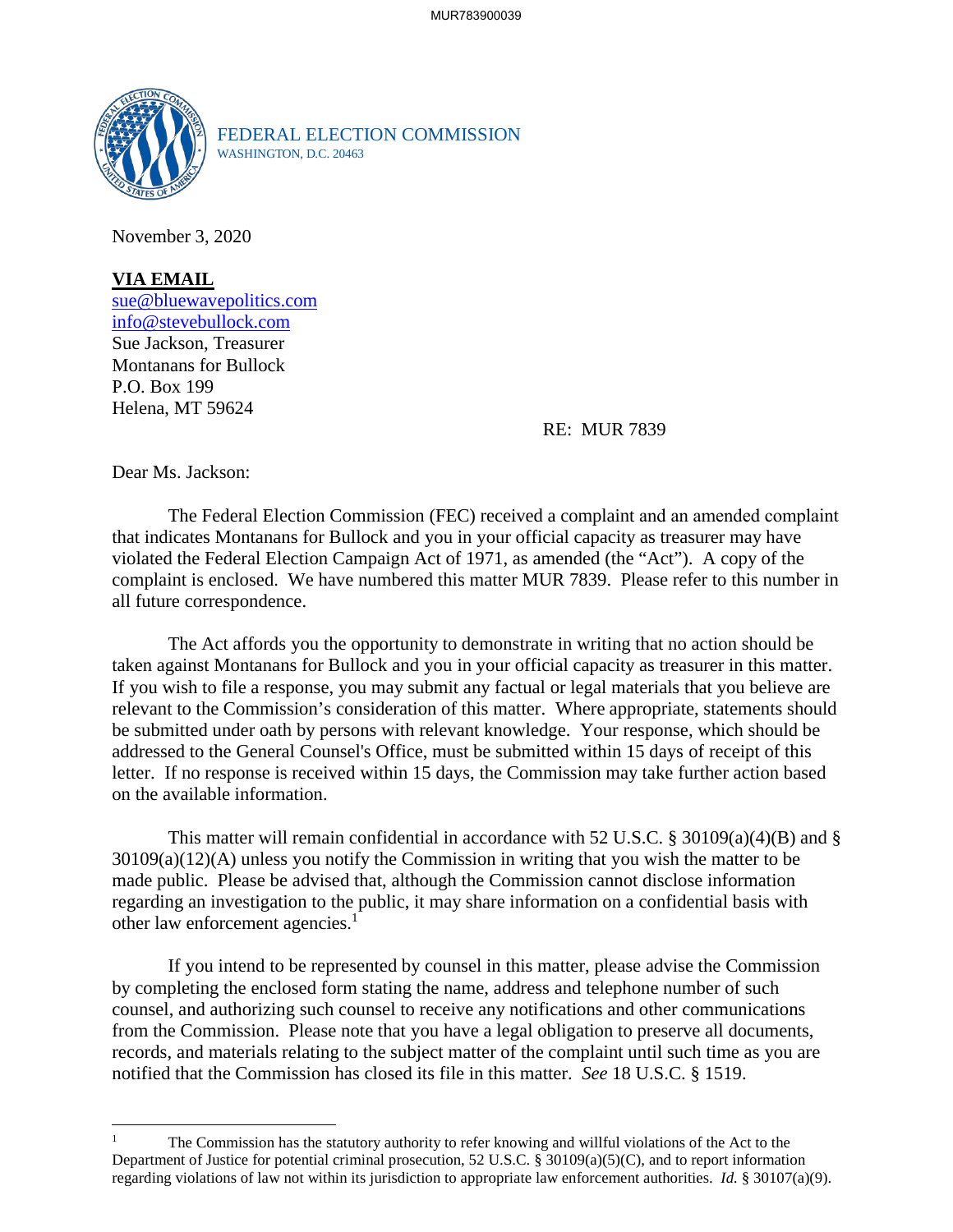FEDERAL ELECTION COMMISSION
WASHINGTON, D.C. 20463

November 3, 2020

**VIA EMAIL**
sue@bluewavepolitics.com
info@stevebullock.com
Sue Jackson, Treasurer
Montanans for Bullock
P.O. Box 199
Helena, MT 59624

RE: MUR 7839

Dear Ms. Jackson:

The Federal Election Commission (FEC) received a complaint and an amended complaint that indicates Montanans for Bullock and you in your official capacity as treasurer may have violated the Federal Election Campaign Act of 1971, as amended (the "Act"). A copy of the complaint is enclosed. We have numbered this matter MUR 7839. Please refer to this number in all future correspondence.

The Act affords you the opportunity to demonstrate in writing that no action should be taken against Montanans for Bullock and you in your official capacity as treasurer in this matter. If you wish to file a response, you may submit any factual or legal materials that you believe are relevant to the Commission's consideration of this matter. Where appropriate, statements should be submitted under oath by persons with relevant knowledge. Your response, which should be addressed to the General Counsel's Office, must be submitted within 15 days of receipt of this letter. If no response is received within 15 days, the Commission may take further action based on the available information.

This matter will remain confidential in accordance with 52 U.S.C. § 30109(a)(4)(B) and § 30109(a)(12)(A) unless you notify the Commission in writing that you wish the matter to be made public. Please be advised that, although the Commission cannot disclose information regarding an investigation to the public, it may share information on a confidential basis with other law enforcement agencies.[1]

If you intend to be represented by counsel in this matter, please advise the Commission by completing the enclosed form stating the name, address and telephone number of such counsel, and authorizing such counsel to receive any notifications and other communications from the Commission. Please note that you have a legal obligation to preserve all documents, records, and materials relating to the subject matter of the complaint until such time as you are notified that the Commission has closed its file in this matter. *See* 18 U.S.C. § 1519.

---

[1] The Commission has the statutory authority to refer knowing and willful violations of the Act to the Department of Justice for potential criminal prosecution, 52 U.S.C. § 30109(a)(5)(C), and to report information regarding violations of law not within its jurisdiction to appropriate law enforcement authorities. *Id.* § 30107(a)(9).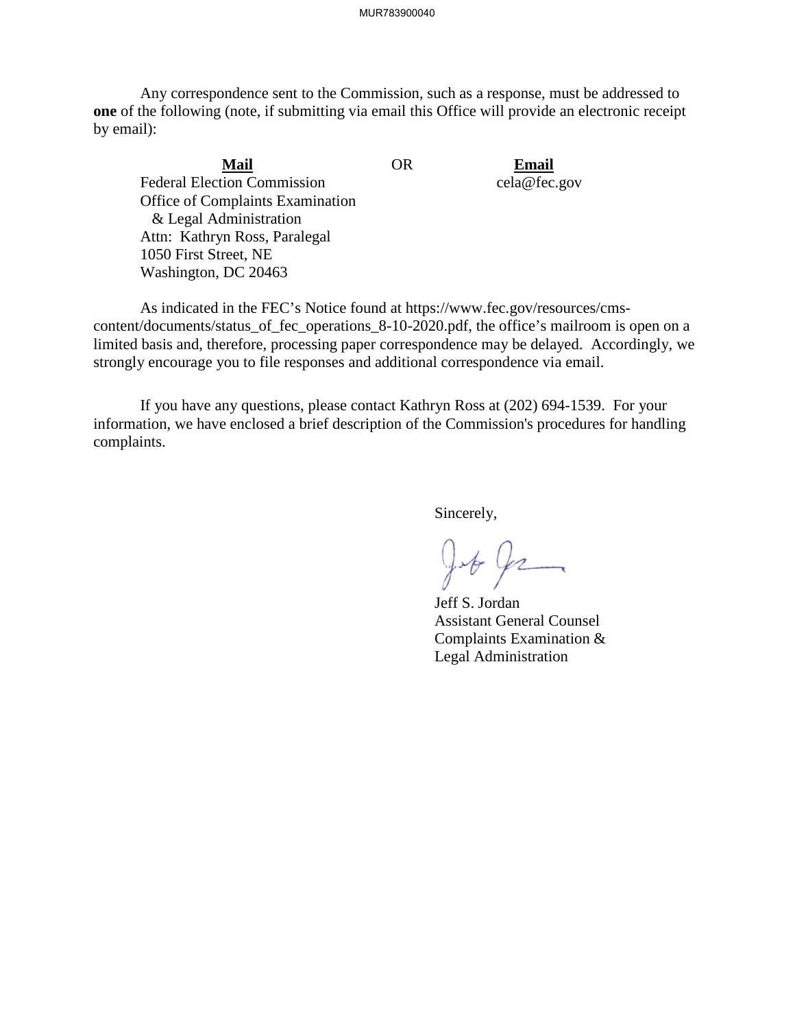Any correspondence sent to the Commission, such as a response, must be addressed to **one** of the following (note, if submitting via email this Office will provide an electronic receipt by email):

| **Mail** | OR | **Email** |
|---|---|---|
| Federal Election Commission<br>Office of Complaints Examination<br>& Legal Administration<br>Attn: Kathryn Ross, Paralegal<br>1050 First Street, NE<br>Washington, DC 20463 | | cela@fec.gov |

As indicated in the FEC's Notice found at https://www.fec.gov/resources/cms-content/documents/status_of_fec_operations_8-10-2020.pdf, the office's mailroom is open on a limited basis and, therefore, processing paper correspondence may be delayed. Accordingly, we strongly encourage you to file responses and additional correspondence via email.

If you have any questions, please contact Kathryn Ross at (202) 694-1539. For your information, we have enclosed a brief description of the Commission's procedures for handling complaints.

Sincerely,

Jeff S. Jordan
Assistant General Counsel
Complaints Examination &
Legal Administration